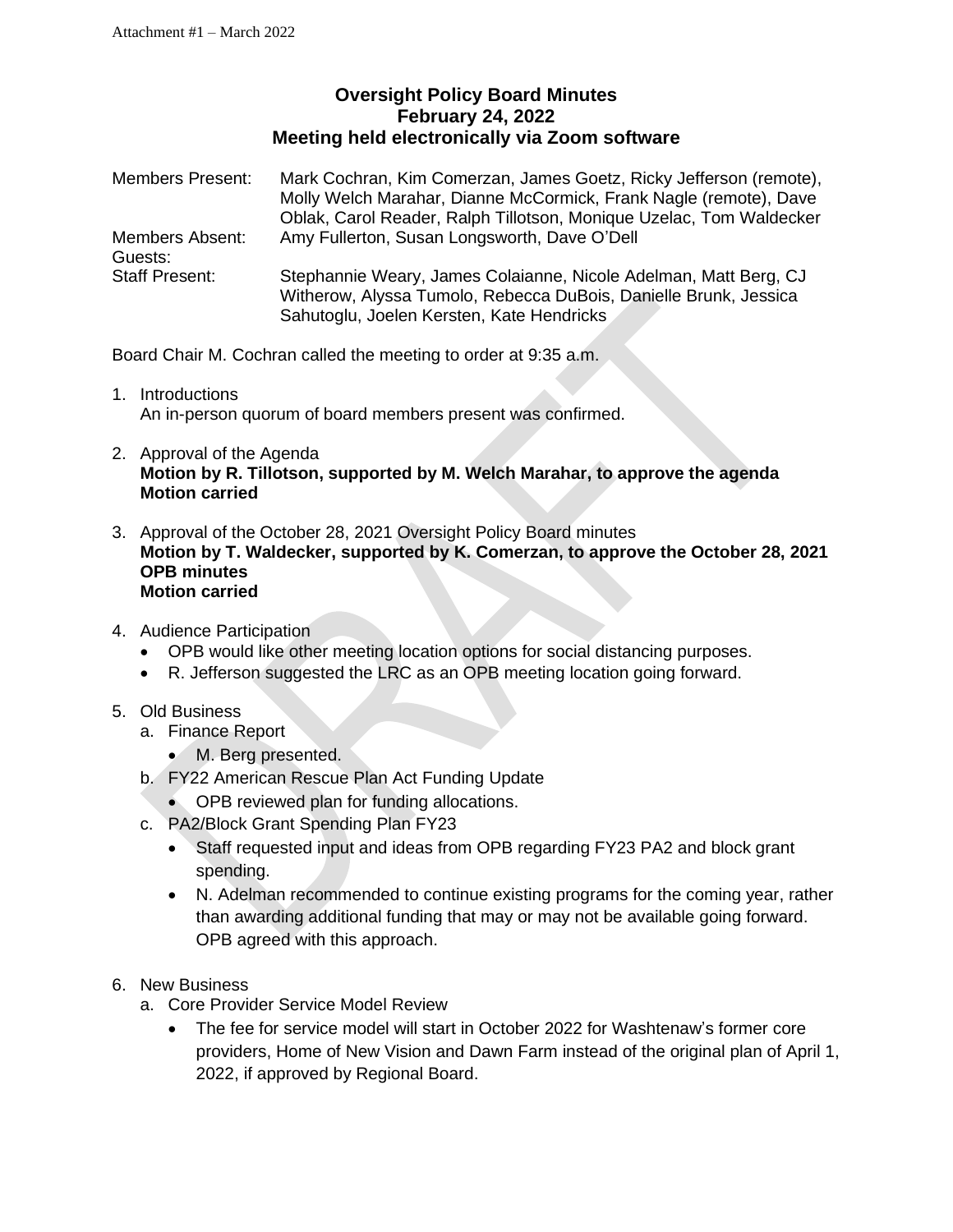Attachment #1 – March 2022

**Oversight Policy Board Minutes**
**February 24, 2022**
**Meeting held electronically via Zoom software**

| | |
|---|---|
| Members Present: | Mark Cochran, Kim Comerzan, James Goetz, Ricky Jefferson (remote), Molly Welch Marahar, Dianne McCormick, Frank Nagle (remote), Dave Oblak, Carol Reader, Ralph Tillotson, Monique Uzelac, Tom Waldecker |
| Members Absent: | Amy Fullerton, Susan Longsworth, Dave O'Dell |
| Guests: | |
| Staff Present: | Stephannie Weary, James Colaianne, Nicole Adelman, Matt Berg, CJ Witherow, Alyssa Tumolo, Rebecca DuBois, Danielle Brunk, Jessica Sahutoglu, Joelen Kersten, Kate Hendricks |

Board Chair M. Cochran called the meeting to order at 9:35 a.m.

1. Introductions
   An in-person quorum of board members present was confirmed.

2. Approval of the Agenda
   **Motion by R. Tillotson, supported by M. Welch Marahar, to approve the agenda**
   **Motion carried**

3. Approval of the October 28, 2021 Oversight Policy Board minutes
   **Motion by T. Waldecker, supported by K. Comerzan, to approve the October 28, 2021 OPB minutes**
   **Motion carried**

4. Audience Participation
   - OPB would like other meeting location options for social distancing purposes.
   - R. Jefferson suggested the LRC as an OPB meeting location going forward.

5. Old Business
   a. Finance Report
      - M. Berg presented.
   b. FY22 American Rescue Plan Act Funding Update
      - OPB reviewed plan for funding allocations.
   c. PA2/Block Grant Spending Plan FY23
      - Staff requested input and ideas from OPB regarding FY23 PA2 and block grant spending.
      - N. Adelman recommended to continue existing programs for the coming year, rather than awarding additional funding that may or may not be available going forward. OPB agreed with this approach.

6. New Business
   a. Core Provider Service Model Review
      - The fee for service model will start in October 2022 for Washtenaw's former core providers, Home of New Vision and Dawn Farm instead of the original plan of April 1, 2022, if approved by Regional Board.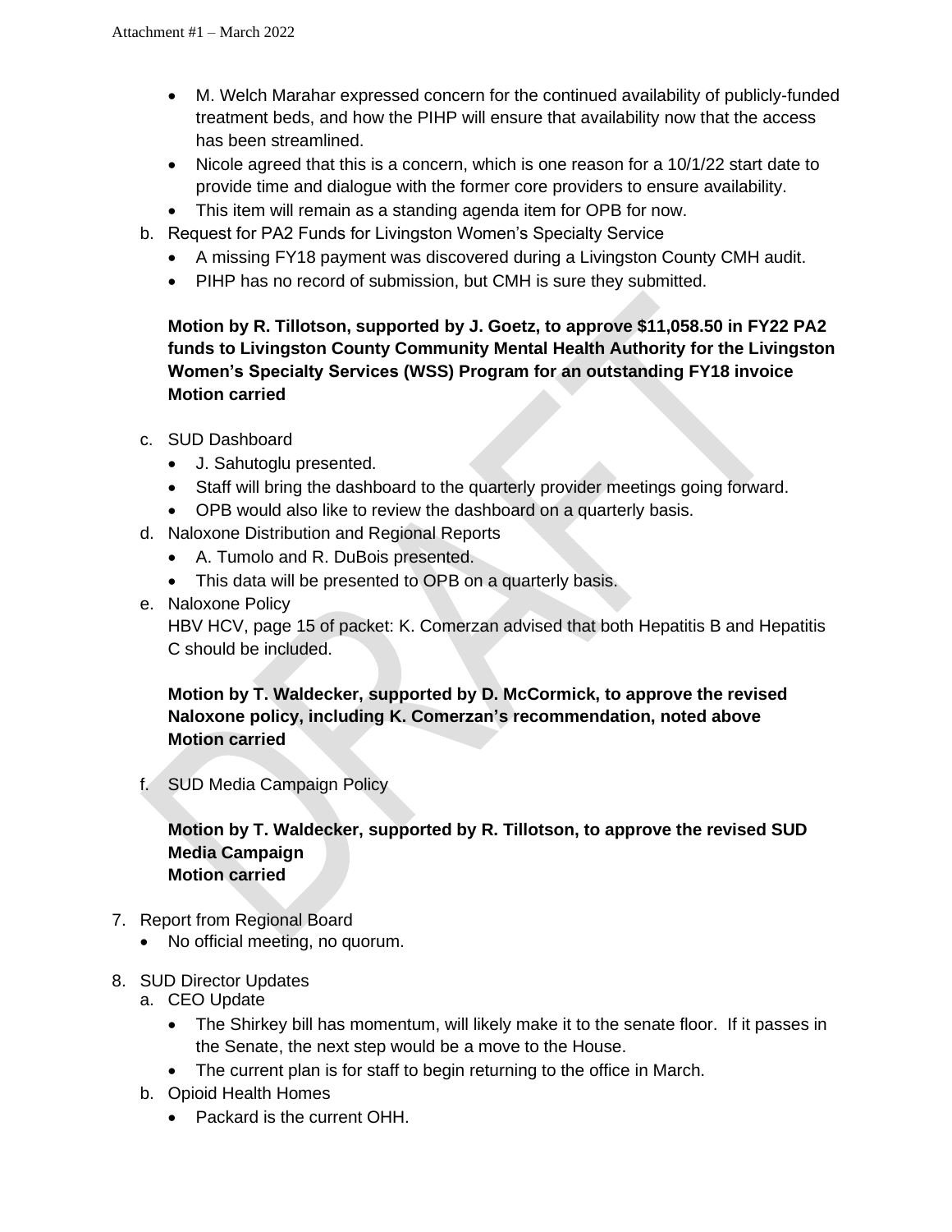- M. Welch Marahar expressed concern for the continued availability of publicly-funded treatment beds, and how the PIHP will ensure that availability now that the access has been streamlined.
- Nicole agreed that this is a concern, which is one reason for a 10/1/22 start date to provide time and dialogue with the former core providers to ensure availability.
- This item will remain as a standing agenda item for OPB for now.

b. Request for PA2 Funds for Livingston Women's Specialty Service
   - A missing FY18 payment was discovered during a Livingston County CMH audit.
   - PIHP has no record of submission, but CMH is sure they submitted.

   **Motion by R. Tillotson, supported by J. Goetz, to approve $11,058.50 in FY22 PA2 funds to Livingston County Community Mental Health Authority for the Livingston Women's Specialty Services (WSS) Program for an outstanding FY18 invoice**
   **Motion carried**

c. SUD Dashboard
   - J. Sahutoglu presented.
   - Staff will bring the dashboard to the quarterly provider meetings going forward.
   - OPB would also like to review the dashboard on a quarterly basis.

d. Naloxone Distribution and Regional Reports
   - A. Tumolo and R. DuBois presented.
   - This data will be presented to OPB on a quarterly basis.

e. Naloxone Policy
   HBV HCV, page 15 of packet: K. Comerzan advised that both Hepatitis B and Hepatitis C should be included.

   **Motion by T. Waldecker, supported by D. McCormick, to approve the revised Naloxone policy, including K. Comerzan's recommendation, noted above**
   **Motion carried**

f. SUD Media Campaign Policy

   **Motion by T. Waldecker, supported by R. Tillotson, to approve the revised SUD Media Campaign**
   **Motion carried**

7. Report from Regional Board
   - No official meeting, no quorum.

8. SUD Director Updates
   a. CEO Update
      - The Shirkey bill has momentum, will likely make it to the senate floor. If it passes in the Senate, the next step would be a move to the House.
      - The current plan is for staff to begin returning to the office in March.
   b. Opioid Health Homes
      - Packard is the current OHH.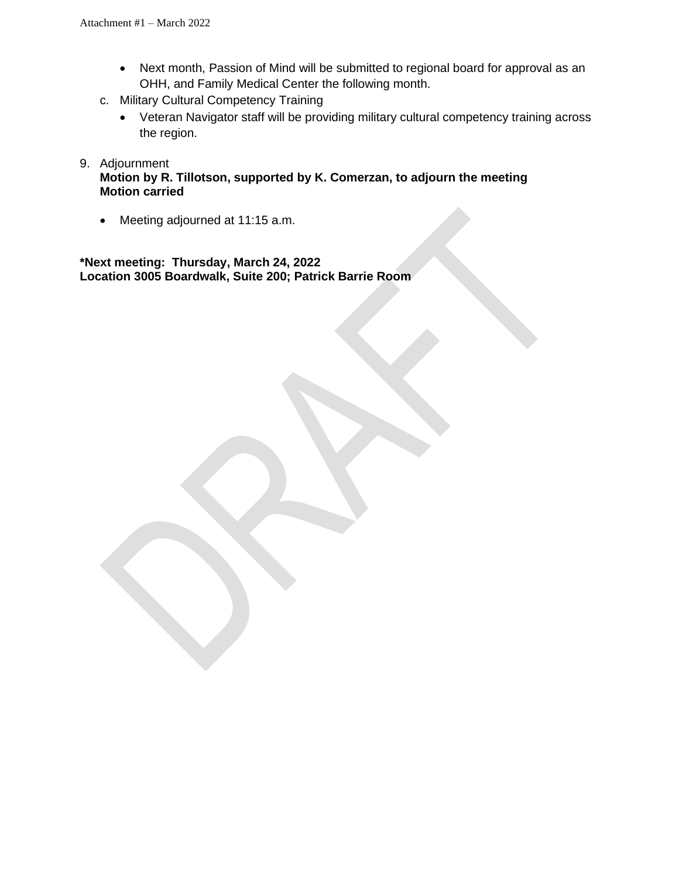- Next month, Passion of Mind will be submitted to regional board for approval as an OHH, and Family Medical Center the following month.

c. Military Cultural Competency Training

- Veteran Navigator staff will be providing military cultural competency training across the region.

9. Adjournment

**Motion by R. Tillotson, supported by K. Comerzan, to adjourn the meeting**
**Motion carried**

- Meeting adjourned at 11:15 a.m.

**\*Next meeting: Thursday, March 24, 2022**
**Location 3005 Boardwalk, Suite 200; Patrick Barrie Room**